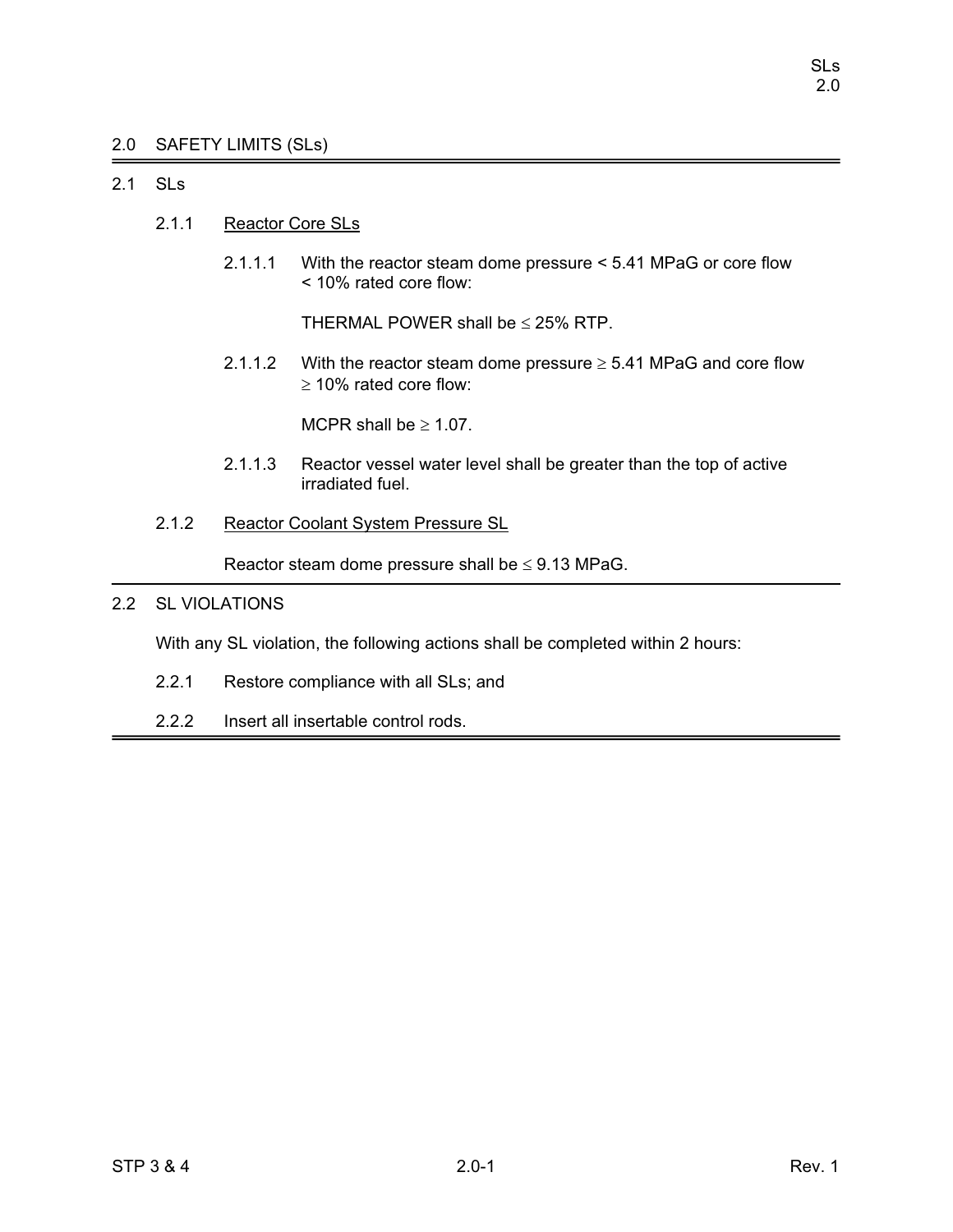# 2.0 SAFETY LIMITS (SLs)

## 2.1 SLs

### 2.1.1 Reactor Core SLs

2.1.1.1 With the reactor steam dome pressure < 5.41 MPaG or core flow < 10% rated core flow:

THERMAL POWER shall be ≤ 25% RTP.

2.1.1.2 With the reactor steam dome pressure ≥ 5.41 MPaG and core flow ≥ 10% rated core flow:

MCPR shall be ≥ 1.07.

2.1.1.3 Reactor vessel water level shall be greater than the top of active irradiated fuel.

### 2.1.2 Reactor Coolant System Pressure SL

Reactor steam dome pressure shall be ≤ 9.13 MPaG.

## 2.2 SL VIOLATIONS

With any SL violation, the following actions shall be completed within 2 hours:

2.2.1 Restore compliance with all SLs; and

2.2.2 Insert all insertable control rods.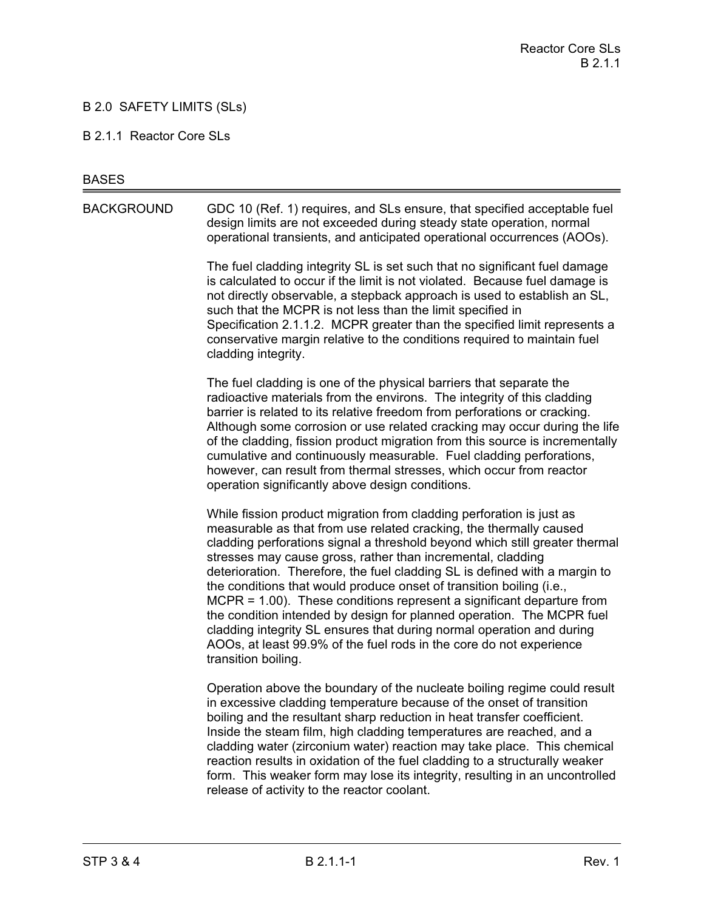# B 2.0 SAFETY LIMITS (SLs)

## B 2.1.1 Reactor Core SLs

### BASES

**BACKGROUND**

GDC 10 (Ref. 1) requires, and SLs ensure, that specified acceptable fuel design limits are not exceeded during steady state operation, normal operational transients, and anticipated operational occurrences (AOOs).

The fuel cladding integrity SL is set such that no significant fuel damage is calculated to occur if the limit is not violated. Because fuel damage is not directly observable, a stepback approach is used to establish an SL, such that the MCPR is not less than the limit specified in Specification 2.1.1.2. MCPR greater than the specified limit represents a conservative margin relative to the conditions required to maintain fuel cladding integrity.

The fuel cladding is one of the physical barriers that separate the radioactive materials from the environs. The integrity of this cladding barrier is related to its relative freedom from perforations or cracking. Although some corrosion or use related cracking may occur during the life of the cladding, fission product migration from this source is incrementally cumulative and continuously measurable. Fuel cladding perforations, however, can result from thermal stresses, which occur from reactor operation significantly above design conditions.

While fission product migration from cladding perforation is just as measurable as that from use related cracking, the thermally caused cladding perforations signal a threshold beyond which still greater thermal stresses may cause gross, rather than incremental, cladding deterioration. Therefore, the fuel cladding SL is defined with a margin to the conditions that would produce onset of transition boiling (i.e., MCPR = 1.00). These conditions represent a significant departure from the condition intended by design for planned operation. The MCPR fuel cladding integrity SL ensures that during normal operation and during AOOs, at least 99.9% of the fuel rods in the core do not experience transition boiling.

Operation above the boundary of the nucleate boiling regime could result in excessive cladding temperature because of the onset of transition boiling and the resultant sharp reduction in heat transfer coefficient. Inside the steam film, high cladding temperatures are reached, and a cladding water (zirconium water) reaction may take place. This chemical reaction results in oxidation of the fuel cladding to a structurally weaker form. This weaker form may lose its integrity, resulting in an uncontrolled release of activity to the reactor coolant.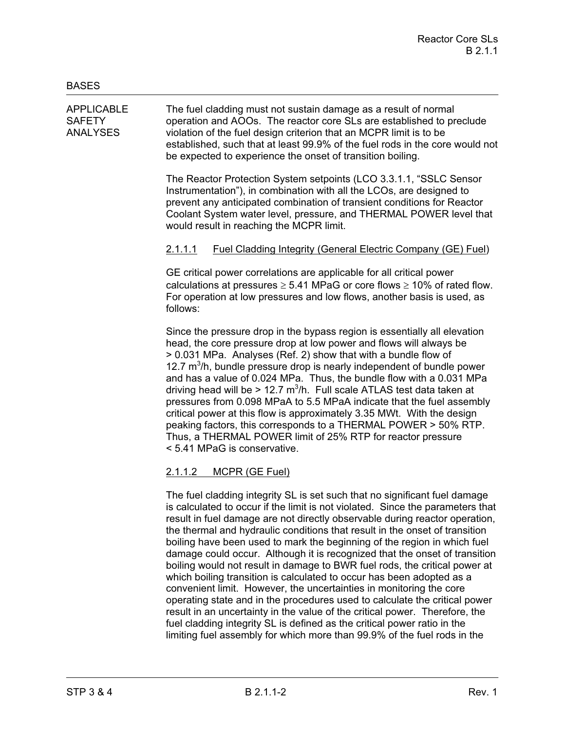BASES

APPLICABLE SAFETY ANALYSES

The fuel cladding must not sustain damage as a result of normal operation and AOOs. The reactor core SLs are established to preclude violation of the fuel design criterion that an MCPR limit is to be established, such that at least 99.9% of the fuel rods in the core would not be expected to experience the onset of transition boiling.

The Reactor Protection System setpoints (LCO 3.3.1.1, "SSLC Sensor Instrumentation"), in combination with all the LCOs, are designed to prevent any anticipated combination of transient conditions for Reactor Coolant System water level, pressure, and THERMAL POWER level that would result in reaching the MCPR limit.

2.1.1.1 Fuel Cladding Integrity (General Electric Company (GE) Fuel)

GE critical power correlations are applicable for all critical power calculations at pressures ≥ 5.41 MPaG or core flows ≥ 10% of rated flow. For operation at low pressures and low flows, another basis is used, as follows:

Since the pressure drop in the bypass region is essentially all elevation head, the core pressure drop at low power and flows will always be > 0.031 MPa. Analyses (Ref. 2) show that with a bundle flow of 12.7 $m^3$/h, bundle pressure drop is nearly independent of bundle power and has a value of 0.024 MPa. Thus, the bundle flow with a 0.031 MPa driving head will be > 12.7 $m^3$/h. Full scale ATLAS test data taken at pressures from 0.098 MPaA to 5.5 MPaA indicate that the fuel assembly critical power at this flow is approximately 3.35 MWt. With the design peaking factors, this corresponds to a THERMAL POWER > 50% RTP. Thus, a THERMAL POWER limit of 25% RTP for reactor pressure < 5.41 MPaG is conservative.

2.1.1.2 MCPR (GE Fuel)

The fuel cladding integrity SL is set such that no significant fuel damage is calculated to occur if the limit is not violated. Since the parameters that result in fuel damage are not directly observable during reactor operation, the thermal and hydraulic conditions that result in the onset of transition boiling have been used to mark the beginning of the region in which fuel damage could occur. Although it is recognized that the onset of transition boiling would not result in damage to BWR fuel rods, the critical power at which boiling transition is calculated to occur has been adopted as a convenient limit. However, the uncertainties in monitoring the core operating state and in the procedures used to calculate the critical power result in an uncertainty in the value of the critical power. Therefore, the fuel cladding integrity SL is defined as the critical power ratio in the limiting fuel assembly for which more than 99.9% of the fuel rods in the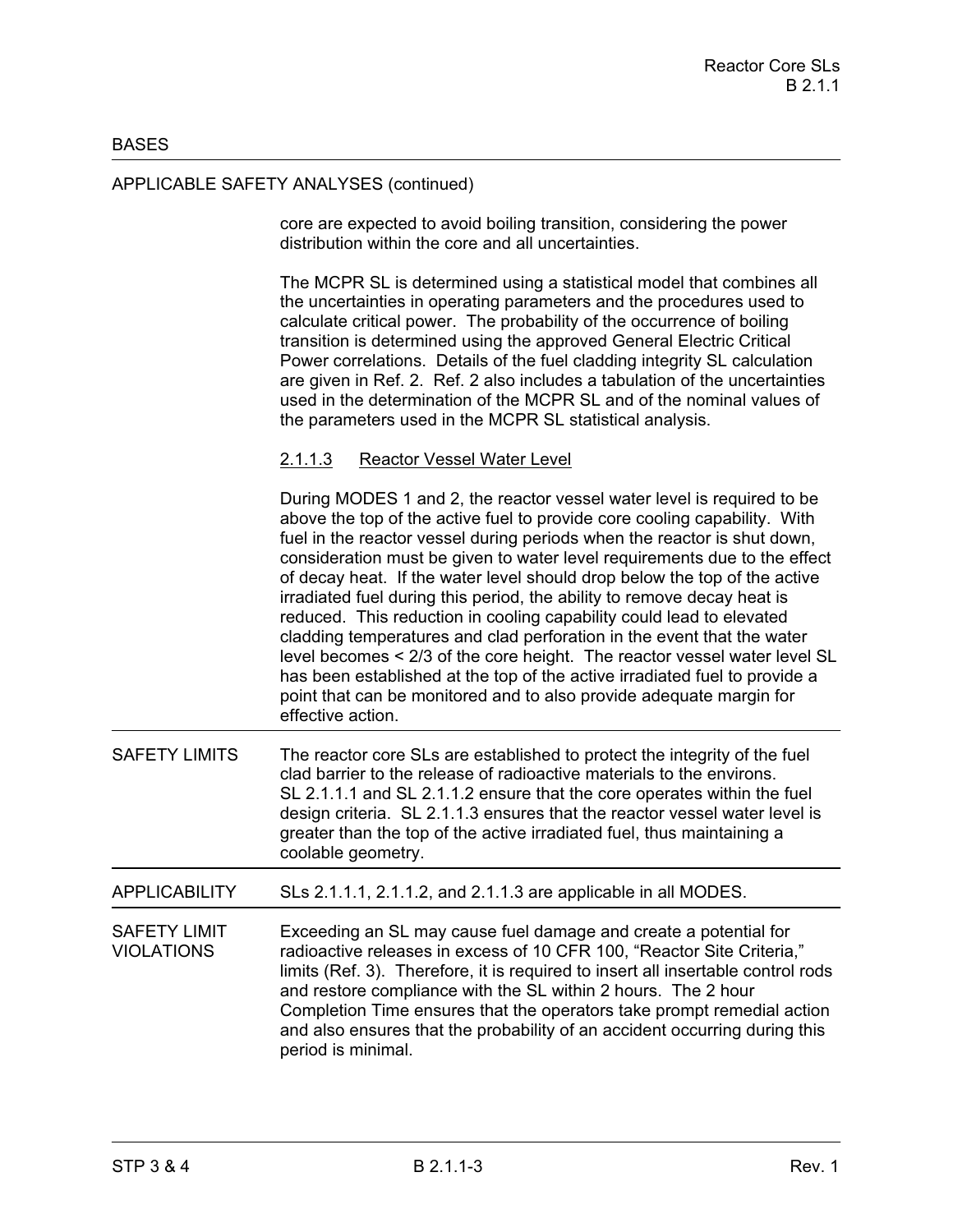BASES

APPLICABLE SAFETY ANALYSES (continued)

core are expected to avoid boiling transition, considering the power distribution within the core and all uncertainties.

The MCPR SL is determined using a statistical model that combines all the uncertainties in operating parameters and the procedures used to calculate critical power. The probability of the occurrence of boiling transition is determined using the approved General Electric Critical Power correlations. Details of the fuel cladding integrity SL calculation are given in Ref. 2. Ref. 2 also includes a tabulation of the uncertainties used in the determination of the MCPR SL and of the nominal values of the parameters used in the MCPR SL statistical analysis.

2.1.1.3 Reactor Vessel Water Level

During MODES 1 and 2, the reactor vessel water level is required to be above the top of the active fuel to provide core cooling capability. With fuel in the reactor vessel during periods when the reactor is shut down, consideration must be given to water level requirements due to the effect of decay heat. If the water level should drop below the top of the active irradiated fuel during this period, the ability to remove decay heat is reduced. This reduction in cooling capability could lead to elevated cladding temperatures and clad perforation in the event that the water level becomes < 2/3 of the core height. The reactor vessel water level SL has been established at the top of the active irradiated fuel to provide a point that can be monitored and to also provide adequate margin for effective action.

SAFETY LIMITS

The reactor core SLs are established to protect the integrity of the fuel clad barrier to the release of radioactive materials to the environs. SL 2.1.1.1 and SL 2.1.1.2 ensure that the core operates within the fuel design criteria. SL 2.1.1.3 ensures that the reactor vessel water level is greater than the top of the active irradiated fuel, thus maintaining a coolable geometry.

APPLICABILITY

SLs 2.1.1.1, 2.1.1.2, and 2.1.1.3 are applicable in all MODES.

SAFETY LIMIT VIOLATIONS

Exceeding an SL may cause fuel damage and create a potential for radioactive releases in excess of 10 CFR 100, "Reactor Site Criteria," limits (Ref. 3). Therefore, it is required to insert all insertable control rods and restore compliance with the SL within 2 hours. The 2 hour Completion Time ensures that the operators take prompt remedial action and also ensures that the probability of an accident occurring during this period is minimal.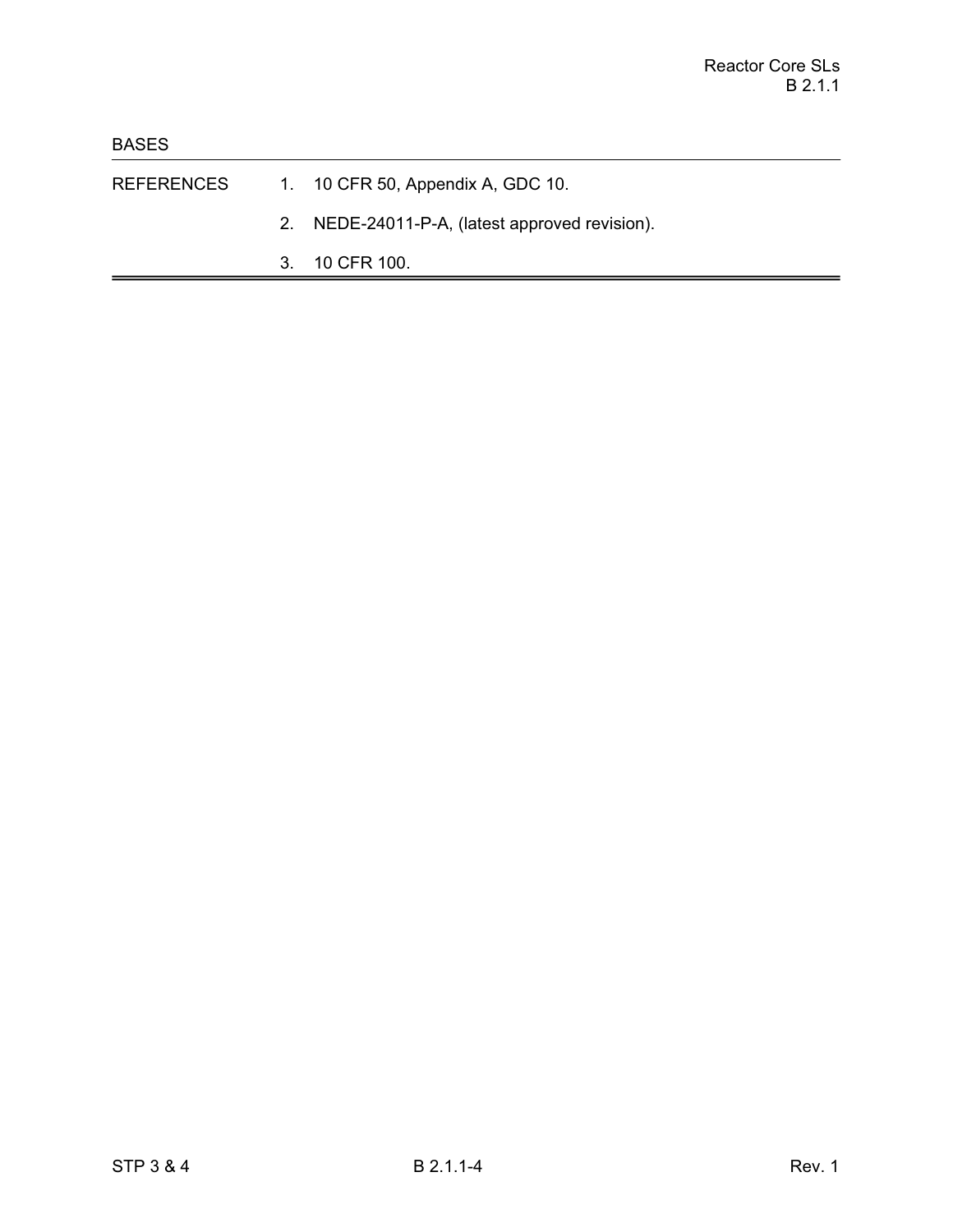BASES

REFERENCES

1. 10 CFR 50, Appendix A, GDC 10.
2. NEDE-24011-P-A, (latest approved revision).
3. 10 CFR 100.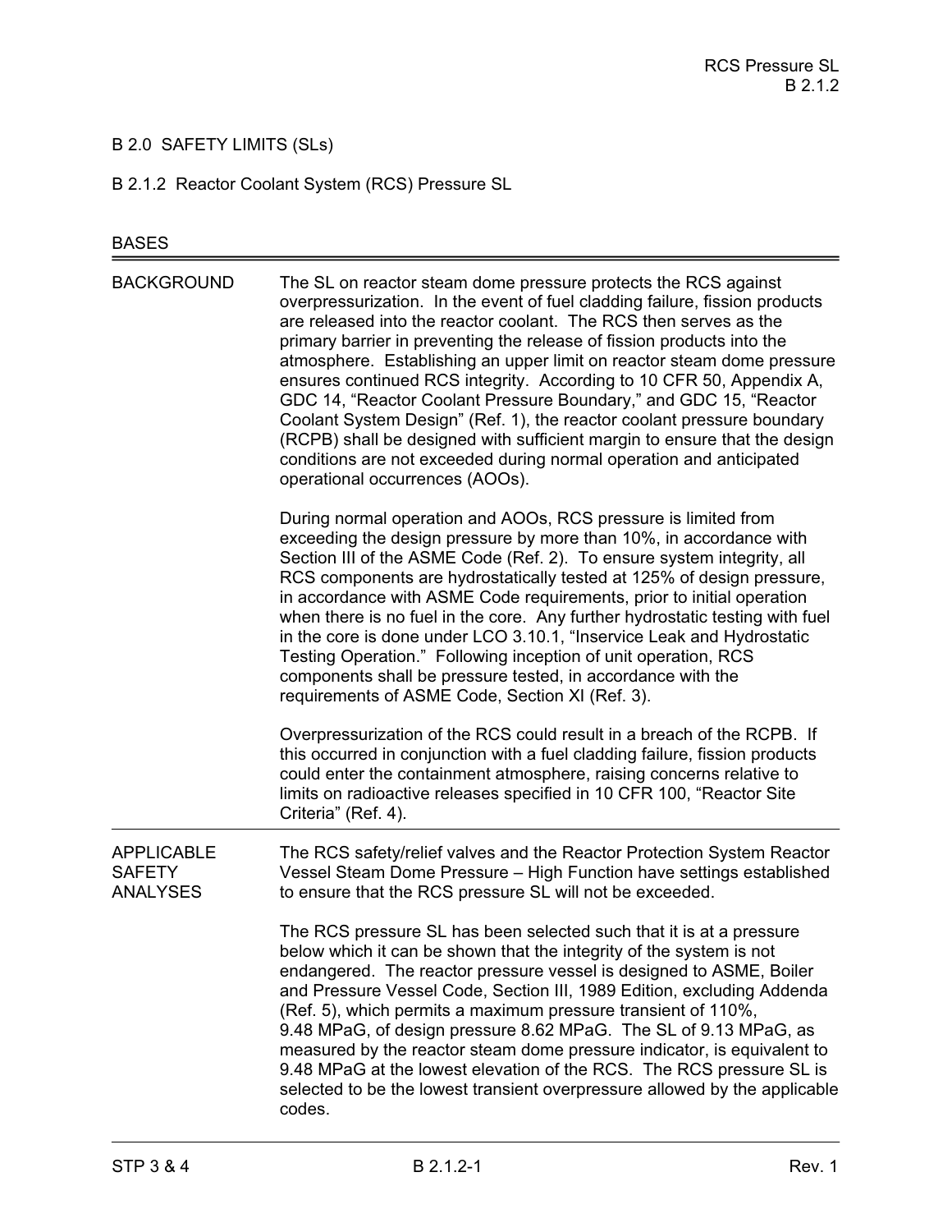# B 2.0 SAFETY LIMITS (SLs)

## B 2.1.2 Reactor Coolant System (RCS) Pressure SL

### BASES

**BACKGROUND**

The SL on reactor steam dome pressure protects the RCS against overpressurization. In the event of fuel cladding failure, fission products are released into the reactor coolant. The RCS then serves as the primary barrier in preventing the release of fission products into the atmosphere. Establishing an upper limit on reactor steam dome pressure ensures continued RCS integrity. According to 10 CFR 50, Appendix A, GDC 14, "Reactor Coolant Pressure Boundary," and GDC 15, "Reactor Coolant System Design" (Ref. 1), the reactor coolant pressure boundary (RCPB) shall be designed with sufficient margin to ensure that the design conditions are not exceeded during normal operation and anticipated operational occurrences (AOOs).

During normal operation and AOOs, RCS pressure is limited from exceeding the design pressure by more than 10%, in accordance with Section III of the ASME Code (Ref. 2). To ensure system integrity, all RCS components are hydrostatically tested at 125% of design pressure, in accordance with ASME Code requirements, prior to initial operation when there is no fuel in the core. Any further hydrostatic testing with fuel in the core is done under LCO 3.10.1, "Inservice Leak and Hydrostatic Testing Operation." Following inception of unit operation, RCS components shall be pressure tested, in accordance with the requirements of ASME Code, Section XI (Ref. 3).

Overpressurization of the RCS could result in a breach of the RCPB. If this occurred in conjunction with a fuel cladding failure, fission products could enter the containment atmosphere, raising concerns relative to limits on radioactive releases specified in 10 CFR 100, "Reactor Site Criteria" (Ref. 4).

**APPLICABLE SAFETY ANALYSES**

The RCS safety/relief valves and the Reactor Protection System Reactor Vessel Steam Dome Pressure – High Function have settings established to ensure that the RCS pressure SL will not be exceeded.

The RCS pressure SL has been selected such that it is at a pressure below which it can be shown that the integrity of the system is not endangered. The reactor pressure vessel is designed to ASME, Boiler and Pressure Vessel Code, Section III, 1989 Edition, excluding Addenda (Ref. 5), which permits a maximum pressure transient of 110%, 9.48 MPaG, of design pressure 8.62 MPaG. The SL of 9.13 MPaG, as measured by the reactor steam dome pressure indicator, is equivalent to 9.48 MPaG at the lowest elevation of the RCS. The RCS pressure SL is selected to be the lowest transient overpressure allowed by the applicable codes.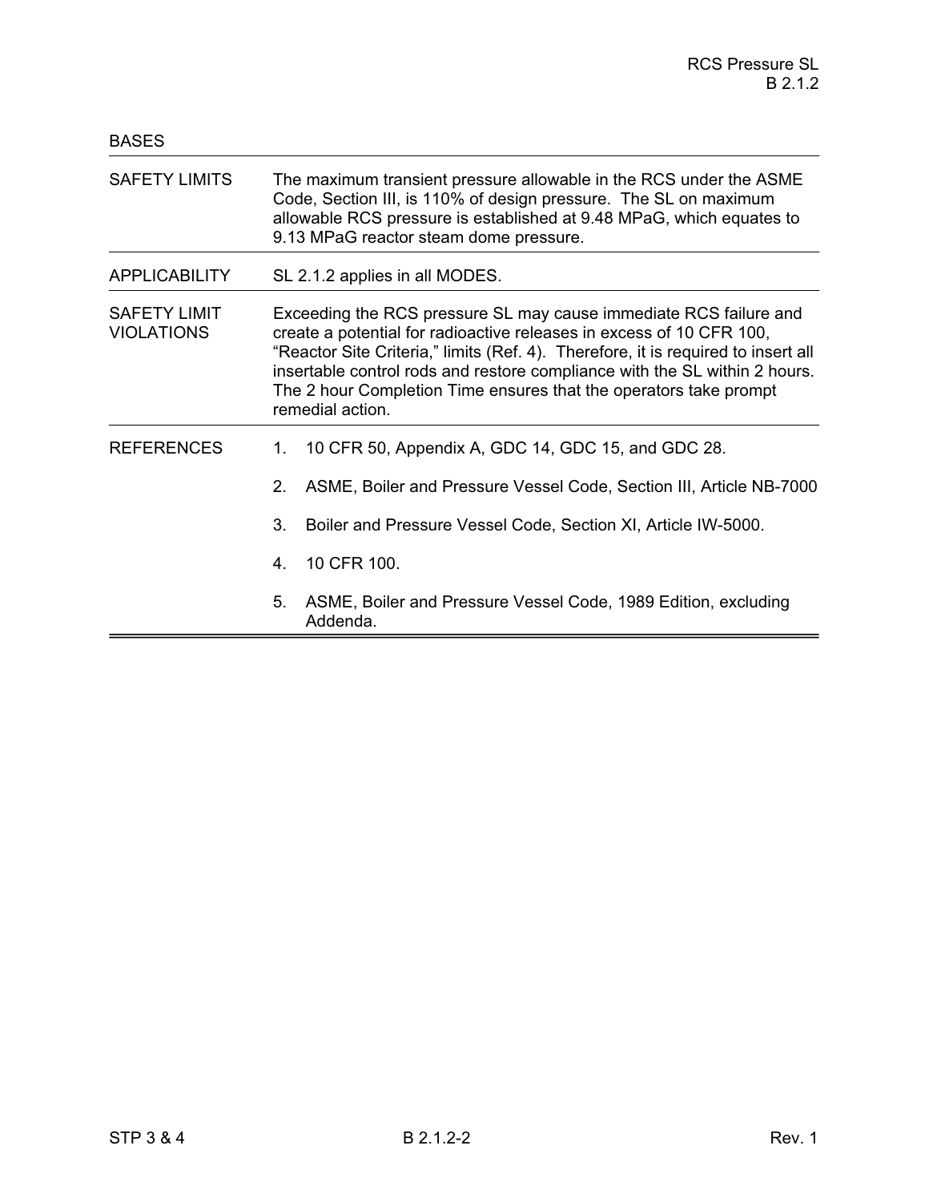BASES

| | |
|---|---|
| SAFETY LIMITS | The maximum transient pressure allowable in the RCS under the ASME Code, Section III, is 110% of design pressure. The SL on maximum allowable RCS pressure is established at 9.48 MPaG, which equates to 9.13 MPaG reactor steam dome pressure. |
| APPLICABILITY | SL 2.1.2 applies in all MODES. |
| SAFETY LIMIT VIOLATIONS | Exceeding the RCS pressure SL may cause immediate RCS failure and create a potential for radioactive releases in excess of 10 CFR 100, "Reactor Site Criteria," limits (Ref. 4). Therefore, it is required to insert all insertable control rods and restore compliance with the SL within 2 hours. The 2 hour Completion Time ensures that the operators take prompt remedial action. |
| REFERENCES | 1. 10 CFR 50, Appendix A, GDC 14, GDC 15, and GDC 28.<br>2. ASME, Boiler and Pressure Vessel Code, Section III, Article NB-7000<br>3. Boiler and Pressure Vessel Code, Section XI, Article IW-5000.<br>4. 10 CFR 100.<br>5. ASME, Boiler and Pressure Vessel Code, 1989 Edition, excluding Addenda. |